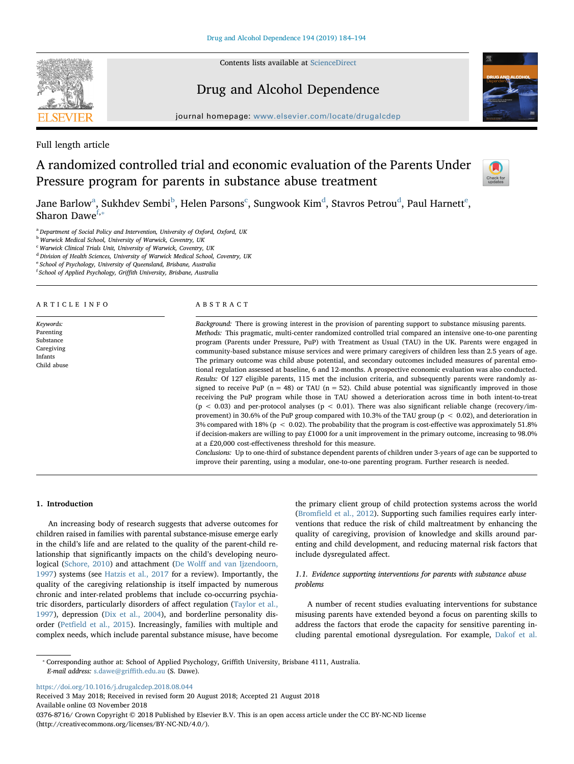Full length article

# A randomized controlled trial and economic evaluation of the Parents Under Pressure program for parents in substance abuse treatment

Jane Barlow[a], Sukhdev Sembi[b], Helen Parsons[c], Sungwook Kim[d], Stavros Petrou[d], Paul Harnett[e], Sharon Dawe[f,*]

[a] Department of Social Policy and Intervention, University of Oxford, Oxford, UK
[b] Warwick Medical School, University of Warwick, Coventry, UK
[c] Warwick Clinical Trials Unit, University of Warwick, Coventry, UK
[d] Division of Health Sciences, University of Warwick Medical School, Coventry, UK
[e] School of Psychology, University of Queensland, Brisbane, Australia
[f] School of Applied Psychology, Griffith University, Brisbane, Australia

## ARTICLE INFO

*Keywords:*
Parenting
Substance
Caregiving
Infants
Child abuse

## ABSTRACT

*Background:* There is growing interest in the provision of parenting support to substance misusing parents.

*Methods:* This pragmatic, multi-center randomized controlled trial compared an intensive one-to-one parenting program (Parents under Pressure, PuP) with Treatment as Usual (TAU) in the UK. Parents were engaged in community-based substance misuse services and were primary caregivers of children less than 2.5 years of age. The primary outcome was child abuse potential, and secondary outcomes included measures of parental emotional regulation assessed at baseline, 6 and 12-months. A prospective economic evaluation was also conducted.

*Results:* Of 127 eligible parents, 115 met the inclusion criteria, and subsequently parents were randomly assigned to receive PuP (n = 48) or TAU (n = 52). Child abuse potential was significantly improved in those receiving the PuP program while those in TAU showed a deterioration across time in both intent-to-treat ($p < 0.03$) and per-protocol analyses ($p < 0.01$). There was also significant reliable change (recovery/improvement) in 30.6% of the PuP group compared with 10.3% of the TAU group ($p < 0.02$), and deterioration in 3% compared with 18% ($p < 0.02$). The probability that the program is cost-effective was approximately 51.8% if decision-makers are willing to pay £1000 for a unit improvement in the primary outcome, increasing to 98.0% at a £20,000 cost-effectiveness threshold for this measure.

*Conclusions:* Up to one-third of substance dependent parents of children under 3-years of age can be supported to improve their parenting, using a modular, one-to-one parenting program. Further research is needed.

## 1. Introduction

An increasing body of research suggests that adverse outcomes for children raised in families with parental substance-misuse emerge early in the child's life and are related to the quality of the parent-child relationship that significantly impacts on the child's developing neurological (Schore, 2010) and attachment (De Wolff and van Ijzendoorn, 1997) systems (see Hatzis et al., 2017 for a review). Importantly, the quality of the caregiving relationship is itself impacted by numerous chronic and inter-related problems that include co-occurring psychiatric disorders, particularly disorders of affect regulation (Taylor et al., 1997), depression (Dix et al., 2004), and borderline personality disorder (Petfield et al., 2015). Increasingly, families with multiple and complex needs, which include parental substance misuse, have become the primary client group of child protection systems across the world (Bromfield et al., 2012). Supporting such families requires early interventions that reduce the risk of child maltreatment by enhancing the quality of caregiving, provision of knowledge and skills around parenting and child development, and reducing maternal risk factors that include dysregulated affect.

### 1.1. Evidence supporting interventions for parents with substance abuse problems

A number of recent studies evaluating interventions for substance misusing parents have extended beyond a focus on parenting skills to address the factors that erode the capacity for sensitive parenting including parental emotional dysregulation. For example, Dakof et al.

---

* Corresponding author at: School of Applied Psychology, Griffith University, Brisbane 4111, Australia.
*E-mail address:* s.dawe@griffith.edu.au (S. Dawe).

https://doi.org/10.1016/j.drugalcdep.2018.08.044
Received 3 May 2018; Received in revised form 20 August 2018; Accepted 21 August 2018
Available online 03 November 2018
0376-8716/ Crown Copyright © 2018 Published by Elsevier B.V. This is an open access article under the CC BY-NC-ND license (http://creativecommons.org/licenses/BY-NC-ND/4.0/).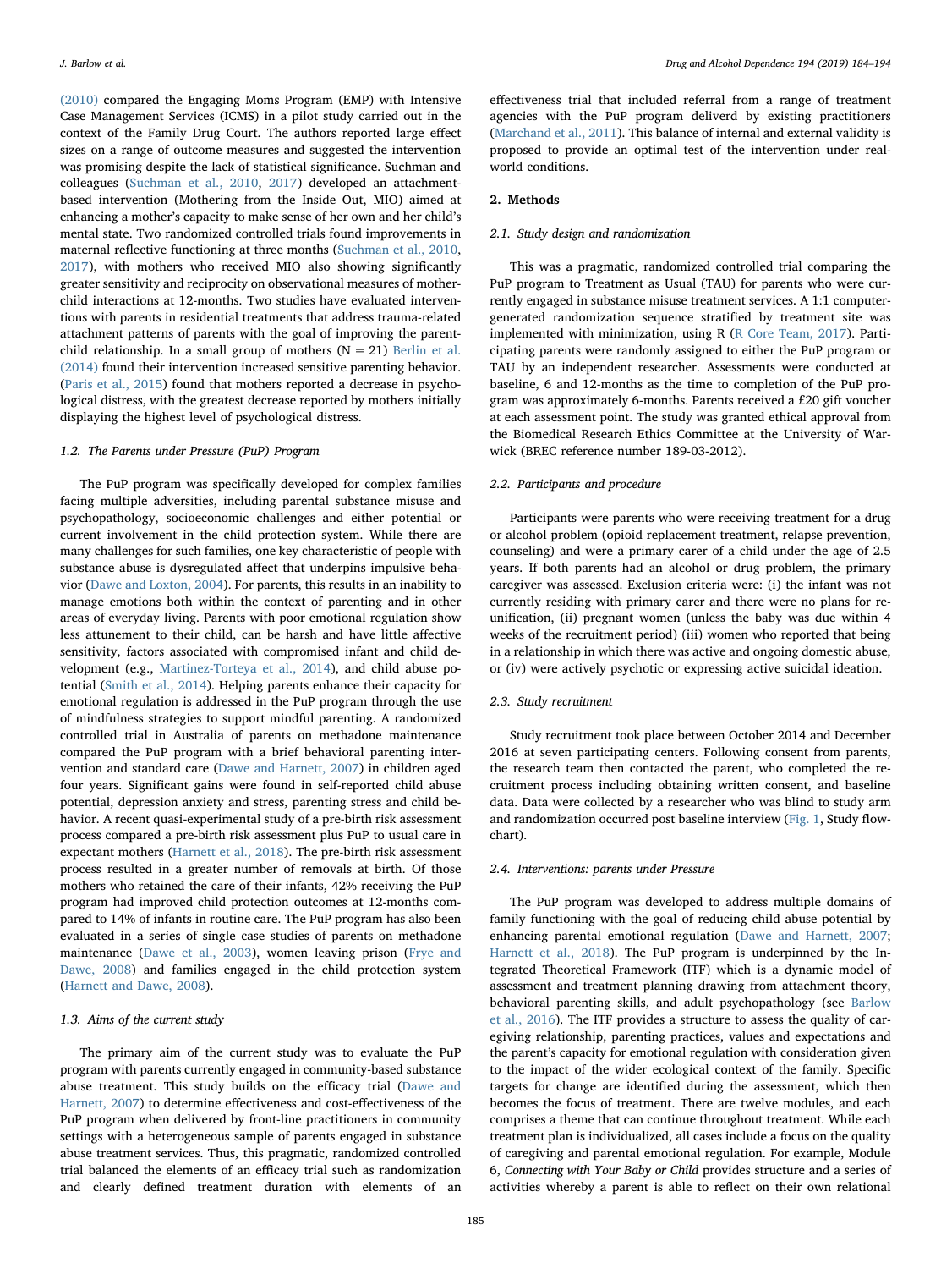(2010) compared the Engaging Moms Program (EMP) with Intensive Case Management Services (ICMS) in a pilot study carried out in the context of the Family Drug Court. The authors reported large effect sizes on a range of outcome measures and suggested the intervention was promising despite the lack of statistical significance. Suchman and colleagues (Suchman et al., 2010, 2017) developed an attachment-based intervention (Mothering from the Inside Out, MIO) aimed at enhancing a mother's capacity to make sense of her own and her child's mental state. Two randomized controlled trials found improvements in maternal reflective functioning at three months (Suchman et al., 2010, 2017), with mothers who received MIO also showing significantly greater sensitivity and reciprocity on observational measures of mother-child interactions at 12-months. Two studies have evaluated interventions with parents in residential treatments that address trauma-related attachment patterns of parents with the goal of improving the parent-child relationship. In a small group of mothers (N = 21) Berlin et al. (2014) found their intervention increased sensitive parenting behavior. (Paris et al., 2015) found that mothers reported a decrease in psychological distress, with the greatest decrease reported by mothers initially displaying the highest level of psychological distress.

### 1.2. The Parents under Pressure (PuP) Program

The PuP program was specifically developed for complex families facing multiple adversities, including parental substance misuse and psychopathology, socioeconomic challenges and either potential or current involvement in the child protection system. While there are many challenges for such families, one key characteristic of people with substance abuse is dysregulated affect that underpins impulsive behavior (Dawe and Loxton, 2004). For parents, this results in an inability to manage emotions both within the context of parenting and in other areas of everyday living. Parents with poor emotional regulation show less attunement to their child, can be harsh and have little affective sensitivity, factors associated with compromised infant and child development (e.g., Martinez-Torteya et al., 2014), and child abuse potential (Smith et al., 2014). Helping parents enhance their capacity for emotional regulation is addressed in the PuP program through the use of mindfulness strategies to support mindful parenting. A randomized controlled trial in Australia of parents on methadone maintenance compared the PuP program with a brief behavioral parenting intervention and standard care (Dawe and Harnett, 2007) in children aged four years. Significant gains were found in self-reported child abuse potential, depression anxiety and stress, parenting stress and child behavior. A recent quasi-experimental study of a pre-birth risk assessment process compared a pre-birth risk assessment plus PuP to usual care in expectant mothers (Harnett et al., 2018). The pre-birth risk assessment process resulted in a greater number of removals at birth. Of those mothers who retained the care of their infants, 42% receiving the PuP program had improved child protection outcomes at 12-months compared to 14% of infants in routine care. The PuP program has also been evaluated in a series of single case studies of parents on methadone maintenance (Dawe et al., 2003), women leaving prison (Frye and Dawe, 2008) and families engaged in the child protection system (Harnett and Dawe, 2008).

### 1.3. Aims of the current study

The primary aim of the current study was to evaluate the PuP program with parents currently engaged in community-based substance abuse treatment. This study builds on the efficacy trial (Dawe and Harnett, 2007) to determine effectiveness and cost-effectiveness of the PuP program when delivered by front-line practitioners in community settings with a heterogeneous sample of parents engaged in substance abuse treatment services. Thus, this pragmatic, randomized controlled trial balanced the elements of an efficacy trial such as randomization and clearly defined treatment duration with elements of an effectiveness trial that included referral from a range of treatment agencies with the PuP program deliverd by existing practitioners (Marchand et al., 2011). This balance of internal and external validity is proposed to provide an optimal test of the intervention under real-world conditions.

## 2. Methods

### 2.1. Study design and randomization

This was a pragmatic, randomized controlled trial comparing the PuP program to Treatment as Usual (TAU) for parents who were currently engaged in substance misuse treatment services. A 1:1 computer-generated randomization sequence stratified by treatment site was implemented with minimization, using R (R Core Team, 2017). Participating parents were randomly assigned to either the PuP program or TAU by an independent researcher. Assessments were conducted at baseline, 6 and 12-months as the time to completion of the PuP program was approximately 6-months. Parents received a £20 gift voucher at each assessment point. The study was granted ethical approval from the Biomedical Research Ethics Committee at the University of Warwick (BREC reference number 189-03-2012).

### 2.2. Participants and procedure

Participants were parents who were receiving treatment for a drug or alcohol problem (opioid replacement treatment, relapse prevention, counseling) and were a primary carer of a child under the age of 2.5 years. If both parents had an alcohol or drug problem, the primary caregiver was assessed. Exclusion criteria were: (i) the infant was not currently residing with primary carer and there were no plans for re-unification, (ii) pregnant women (unless the baby was due within 4 weeks of the recruitment period) (iii) women who reported that being in a relationship in which there was active and ongoing domestic abuse, or (iv) were actively psychotic or expressing active suicidal ideation.

### 2.3. Study recruitment

Study recruitment took place between October 2014 and December 2016 at seven participating centers. Following consent from parents, the research team then contacted the parent, who completed the recruitment process including obtaining written consent, and baseline data. Data were collected by a researcher who was blind to study arm and randomization occurred post baseline interview (Fig. 1, Study flow-chart).

### 2.4. Interventions: parents under Pressure

The PuP program was developed to address multiple domains of family functioning with the goal of reducing child abuse potential by enhancing parental emotional regulation (Dawe and Harnett, 2007; Harnett et al., 2018). The PuP program is underpinned by the Integrated Theoretical Framework (ITF) which is a dynamic model of assessment and treatment planning drawing from attachment theory, behavioral parenting skills, and adult psychopathology (see Barlow et al., 2016). The ITF provides a structure to assess the quality of caregiving relationship, parenting practices, values and expectations and the parent's capacity for emotional regulation with consideration given to the impact of the wider ecological context of the family. Specific targets for change are identified during the assessment, which then becomes the focus of treatment. There are twelve modules, and each comprises a theme that can continue throughout treatment. While each treatment plan is individualized, all cases include a focus on the quality of caregiving and parental emotional regulation. For example, Module 6, *Connecting with Your Baby or Child* provides structure and a series of activities whereby a parent is able to reflect on their own relational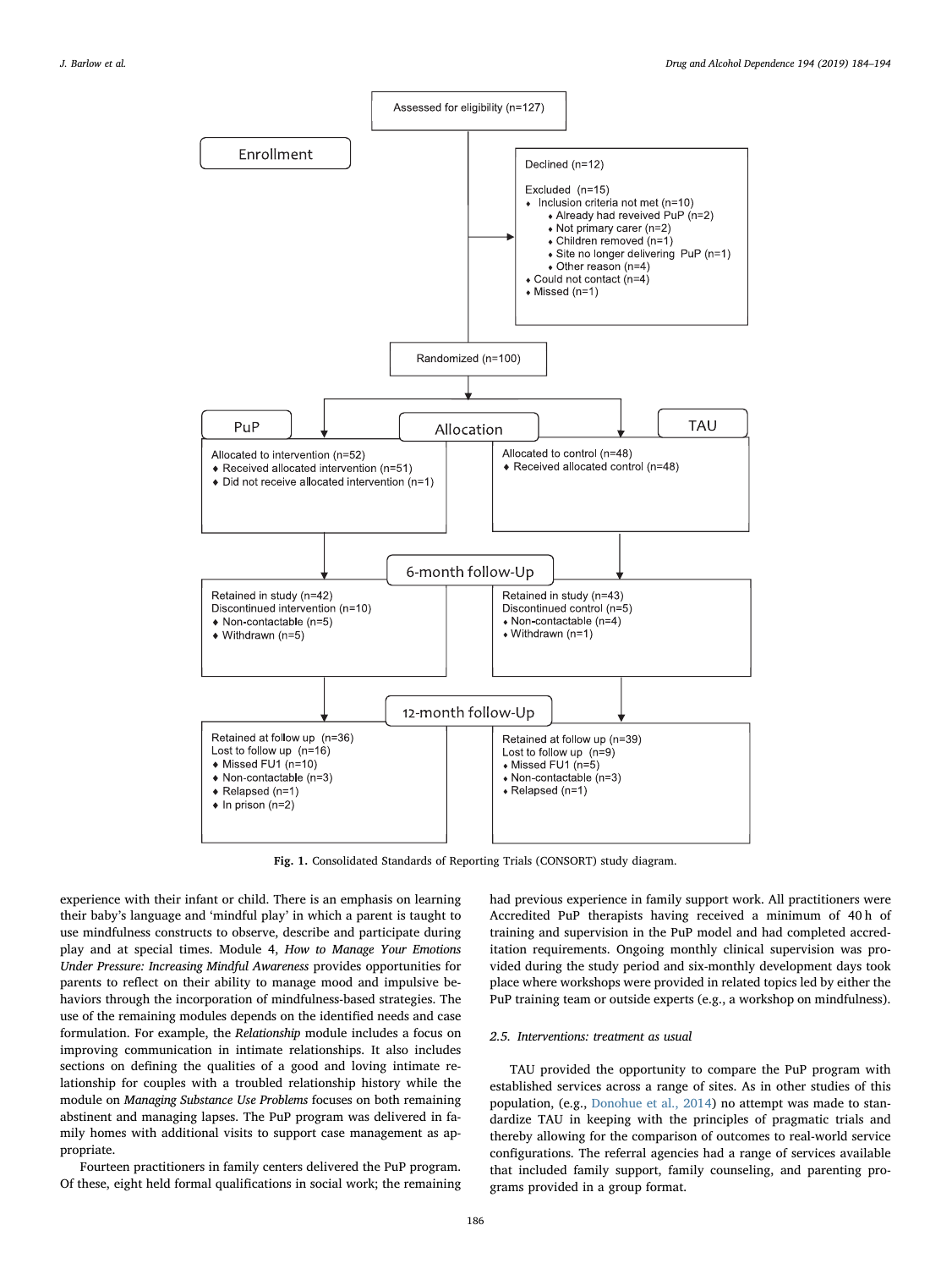Assessed for eligibility (n=127)

Enrollment

Declined (n=12)

Excluded (n=15)
- Inclusion criteria not met (n=10)
  - Already had reveived PuP (n=2)
  - Not primary carer (n=2)
  - Children removed (n=1)
  - Site no longer delivering PuP (n=1)
  - Other reason (n=4)
- Could not contact (n=4)
- Missed (n=1)

Randomized (n=100)

Allocation

PuP
Allocated to intervention (n=52)
- Received allocated intervention (n=51)
- Did not receive allocated intervention (n=1)

TAU
Allocated to control (n=48)
- Received allocated control (n=48)

6-month follow-Up

Retained in study (n=42)
Discontinued intervention (n=10)
- Non-contactable (n=5)
- Withdrawn (n=5)

Retained in study (n=43)
Discontinued control (n=5)
- Non-contactable (n=4)
- Withdrawn (n=1)

12-month follow-Up

Retained at follow up (n=36)
Lost to follow up (n=16)
- Missed FU1 (n=10)
- Non-contactable (n=3)
- Relapsed (n=1)
- In prison (n=2)

Retained at follow up (n=39)
Lost to follow up (n=9)
- Missed FU1 (n=5)
- Non-contactable (n=3)
- Relapsed (n=1)

**Fig. 1.** Consolidated Standards of Reporting Trials (CONSORT) study diagram.

experience with their infant or child. There is an emphasis on learning their baby's language and 'mindful play' in which a parent is taught to use mindfulness constructs to observe, describe and participate during play and at special times. Module 4, *How to Manage Your Emotions Under Pressure: Increasing Mindful Awareness* provides opportunities for parents to reflect on their ability to manage mood and impulsive behaviors through the incorporation of mindfulness-based strategies. The use of the remaining modules depends on the identified needs and case formulation. For example, the *Relationship* module includes a focus on improving communication in intimate relationships. It also includes sections on defining the qualities of a good and loving intimate relationship for couples with a troubled relationship history while the module on *Managing Substance Use Problems* focuses on both remaining abstinent and managing lapses. The PuP program was delivered in family homes with additional visits to support case management as appropriate.

Fourteen practitioners in family centers delivered the PuP program. Of these, eight held formal qualifications in social work; the remaining had previous experience in family support work. All practitioners were Accredited PuP therapists having received a minimum of 40 h of training and supervision in the PuP model and had completed accreditation requirements. Ongoing monthly clinical supervision was provided during the study period and six-monthly development days took place where workshops were provided in related topics led by either the PuP training team or outside experts (e.g., a workshop on mindfulness).

### 2.5. Interventions: treatment as usual

TAU provided the opportunity to compare the PuP program with established services across a range of sites. As in other studies of this population, (e.g., Donohue et al., 2014) no attempt was made to standardize TAU in keeping with the principles of pragmatic trials and thereby allowing for the comparison of outcomes to real-world service configurations. The referral agencies had a range of services available that included family support, family counseling, and parenting programs provided in a group format.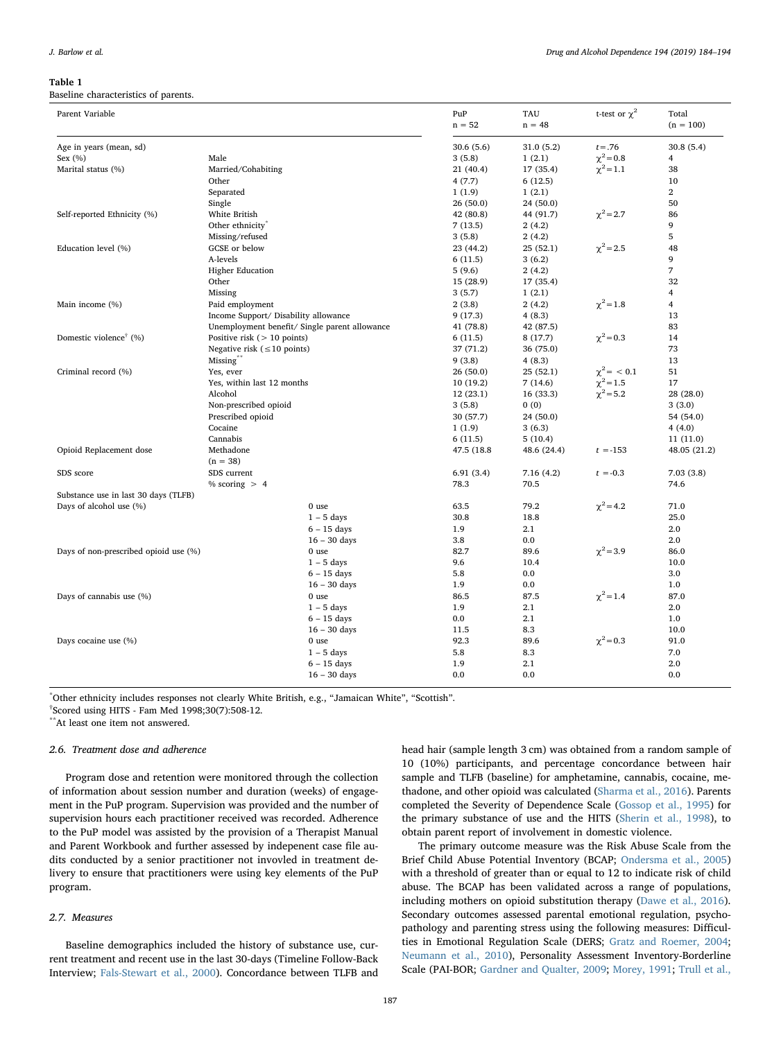**Table 1**
Baseline characteristics of parents.

| Parent Variable | | | PuP n = 52 | TAU n = 48 | t-test or $\chi^2$ | Total (n = 100) |
|---|---|---|---|---|---|---|
| Age in years (mean, sd) | | | 30.6 (5.6) | 31.0 (5.2) | $t = .76$ | 30.8 (5.4) |
| Sex (%) | Male | | 3 (5.8) | 1 (2.1) | $\chi^2 = 0.8$ | 4 |
| Marital status (%) | Married/Cohabiting | | 21 (40.4) | 17 (35.4) | $\chi^2 = 1.1$ | 38 |
| | Other | | 4 (7.7) | 6 (12.5) | | 10 |
| | Separated | | 1 (1.9) | 1 (2.1) | | 2 |
| | Single | | 26 (50.0) | 24 (50.0) | | 50 |
| Self-reported Ethnicity (%) | White British | | 42 (80.8) | 44 (91.7) | $\chi^2 = 2.7$ | 86 |
| | Other ethnicity* | | 7 (13.5) | 2 (4.2) | | 9 |
| | Missing/refused | | 3 (5.8) | 2 (4.2) | | 5 |
| Education level (%) | GCSE or below | | 23 (44.2) | 25 (52.1) | $\chi^2 = 2.5$ | 48 |
| | A-levels | | 6 (11.5) | 3 (6.2) | | 9 |
| | Higher Education | | 5 (9.6) | 2 (4.2) | | 7 |
| | Other | | 15 (28.9) | 17 (35.4) | | 32 |
| | Missing | | 3 (5.7) | 1 (2.1) | | 4 |
| Main income (%) | Paid employment | | 2 (3.8) | 2 (4.2) | $\chi^2 = 1.8$ | 4 |
| | Income Support/ Disability allowance | | 9 (17.3) | 4 (8.3) | | 13 |
| | Unemployment benefit/ Single parent allowance | | 41 (78.8) | 42 (87.5) | | 83 |
| Domestic violence† (%) | Positive risk (> 10 points) | | 6 (11.5) | 8 (17.7) | $\chi^2 = 0.3$ | 14 |
| | Negative risk (≤10 points) | | 37 (71.2) | 36 (75.0) | | 73 |
| | Missing** | | 9 (3.8) | 4 (8.3) | | 13 |
| Criminal record (%) | Yes, ever | | 26 (50.0) | 25 (52.1) | $\chi^2 = < 0.1$ | 51 |
| | Yes, within last 12 months | | 10 (19.2) | 7 (14.6) | $\chi^2 = 1.5$ | 17 |
| | Alcohol | | 12 (23.1) | 16 (33.3) | $\chi^2 = 5.2$ | 28 (28.0) |
| | Non-prescribed opioid | | 3 (5.8) | 0 (0) | | 3 (3.0) |
| | Prescribed opioid | | 30 (57.7) | 24 (50.0) | | 54 (54.0) |
| | Cocaine | | 1 (1.9) | 3 (6.3) | | 4 (4.0) |
| | Cannabis | | 6 (11.5) | 5 (10.4) | | 11 (11.0) |
| Opioid Replacement dose | Methadone (n = 38) | | 47.5 (18.8 | 48.6 (24.4) | $t = -153$ | 48.05 (21.2) |
| SDS score | SDS current | | 6.91 (3.4) | 7.16 (4.2) | $t = -0.3$ | 7.03 (3.8) |
| | % scoring > 4 | | 78.3 | 70.5 | | 74.6 |
| Substance use in last 30 days (TLFB) | | | | | | |
| Days of alcohol use (%) | | 0 use | 63.5 | 79.2 | $\chi^2 = 4.2$ | 71.0 |
| | | 1 – 5 days | 30.8 | 18.8 | | 25.0 |
| | | 6 – 15 days | 1.9 | 2.1 | | 2.0 |
| | | 16 – 30 days | 3.8 | 0.0 | | 2.0 |
| Days of non-prescribed opioid use (%) | | 0 use | 82.7 | 89.6 | $\chi^2 = 3.9$ | 86.0 |
| | | 1 – 5 days | 9.6 | 10.4 | | 10.0 |
| | | 6 – 15 days | 5.8 | 0.0 | | 3.0 |
| | | 16 – 30 days | 1.9 | 0.0 | | 1.0 |
| Days of cannabis use (%) | | 0 use | 86.5 | 87.5 | $\chi^2 = 1.4$ | 87.0 |
| | | 1 – 5 days | 1.9 | 2.1 | | 2.0 |
| | | 6 – 15 days | 0.0 | 2.1 | | 1.0 |
| | | 16 – 30 days | 11.5 | 8.3 | | 10.0 |
| Days cocaine use (%) | | 0 use | 92.3 | 89.6 | $\chi^2 = 0.3$ | 91.0 |
| | | 1 – 5 days | 5.8 | 8.3 | | 7.0 |
| | | 6 – 15 days | 1.9 | 2.1 | | 2.0 |
| | | 16 – 30 days | 0.0 | 0.0 | | 0.0 |

*Other ethnicity includes responses not clearly White British, e.g., "Jamaican White", "Scottish".
†Scored using HITS - Fam Med 1998;30(7):508-12.
**At least one item not answered.

### 2.6. Treatment dose and adherence

Program dose and retention were monitored through the collection of information about session number and duration (weeks) of engagement in the PuP program. Supervision was provided and the number of supervision hours each practitioner received was recorded. Adherence to the PuP model was assisted by the provision of a Therapist Manual and Parent Workbook and further assessed by indepenent case file audits conducted by a senior practitioner not involved in treatment delivery to ensure that practitioners were using key elements of the PuP program.

### 2.7. Measures

Baseline demographics included the history of substance use, current treatment and recent use in the last 30-days (Timeline Follow-Back Interview; Fals-Stewart et al., 2000). Concordance between TLFB and head hair (sample length 3 cm) was obtained from a random sample of 10 (10%) participants, and percentage concordance between hair sample and TLFB (baseline) for amphetamine, cannabis, cocaine, methadone, and other opioid was calculated (Sharma et al., 2016). Parents completed the Severity of Dependence Scale (Gossop et al., 1995) for the primary substance of use and the HITS (Sherin et al., 1998), to obtain parent report of involvement in domestic violence.

The primary outcome measure was the Risk Abuse Scale from the Brief Child Abuse Potential Inventory (BCAP; Ondersma et al., 2005) with a threshold of greater than or equal to 12 to indicate risk of child abuse. The BCAP has been validated across a range of populations, including mothers on opioid substitution therapy (Dawe et al., 2016). Secondary outcomes assessed parental emotional regulation, psychopathology and parenting stress using the following measures: Difficulties in Emotional Regulation Scale (DERS; Gratz and Roemer, 2004; Neumann et al., 2010), Personality Assessment Inventory-Borderline Scale (PAI-BOR; Gardner and Qualter, 2009; Morey, 1991; Trull et al.,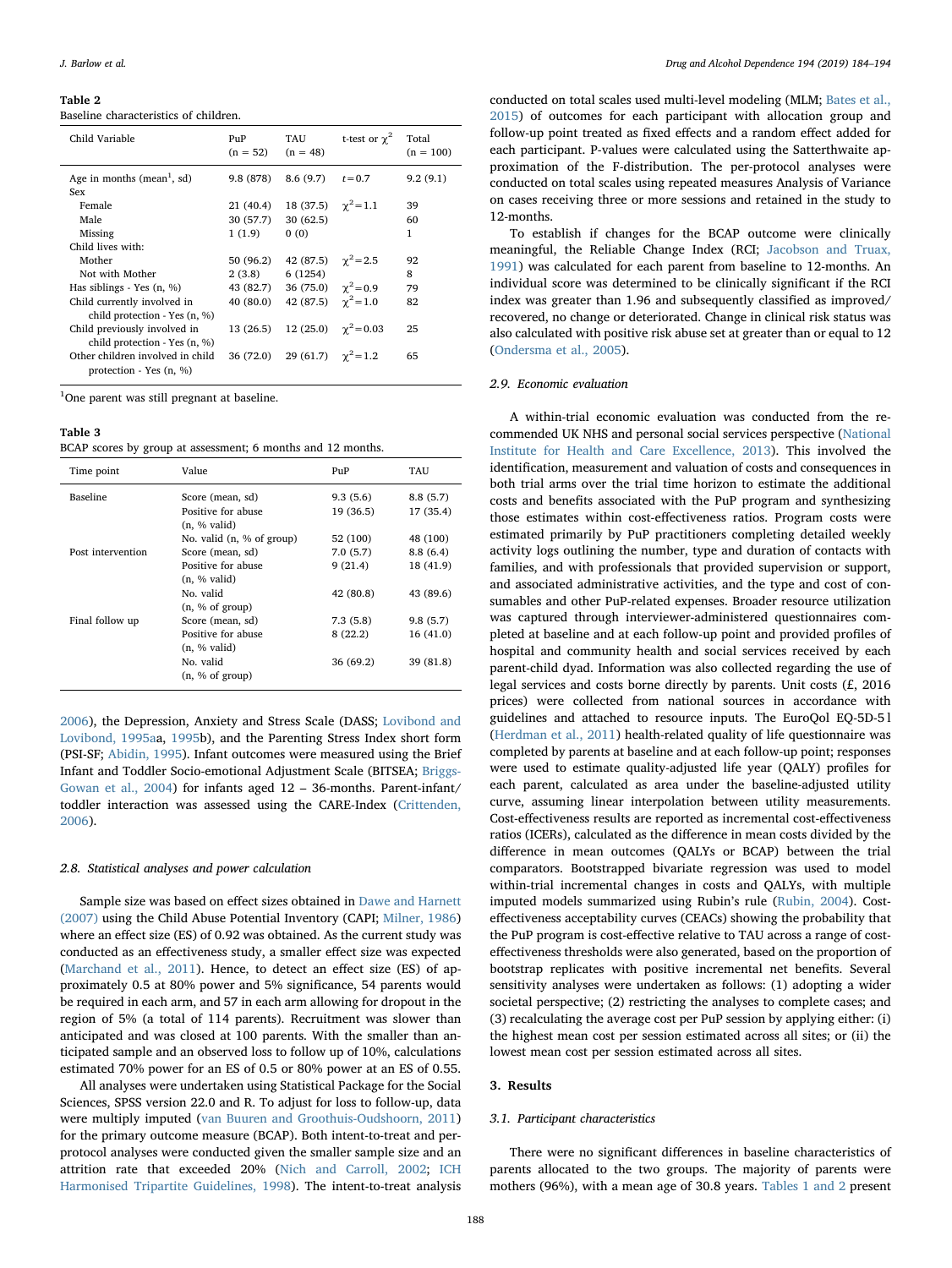**Table 2**
Baseline characteristics of children.

| Child Variable | PuP (n = 52) | TAU (n = 48) | t-test or $\chi^2$ | Total (n = 100) |
|---|---|---|---|---|
| Age in months (mean[1], sd) | 9.8 (878) | 8.6 (9.7) | $t = 0.7$ | 9.2 (9.1) |
| Sex | | | | |
| Female | 21 (40.4) | 18 (37.5) | $\chi^2 = 1.1$ | 39 |
| Male | 30 (57.7) | 30 (62.5) | | 60 |
| Missing | 1 (1.9) | 0 (0) | | 1 |
| Child lives with: | | | | |
| Mother | 50 (96.2) | 42 (87.5) | $\chi^2 = 2.5$ | 92 |
| Not with Mother | 2 (3.8) | 6 (1254) | | 8 |
| Has siblings - Yes (n, %) | 43 (82.7) | 36 (75.0) | $\chi^2 = 0.9$ | 79 |
| Child currently involved in child protection - Yes (n, %) | 40 (80.0) | 42 (87.5) | $\chi^2 = 1.0$ | 82 |
| Child previously involved in child protection - Yes (n, %) | 13 (26.5) | 12 (25.0) | $\chi^2 = 0.03$ | 25 |
| Other children involved in child protection - Yes (n, %) | 36 (72.0) | 29 (61.7) | $\chi^2 = 1.2$ | 65 |

[1]One parent was still pregnant at baseline.

**Table 3**
BCAP scores by group at assessment; 6 months and 12 months.

| Time point | Value | PuP | TAU |
|---|---|---|---|
| Baseline | Score (mean, sd) | 9.3 (5.6) | 8.8 (5.7) |
| | Positive for abuse (n, % valid) | 19 (36.5) | 17 (35.4) |
| | No. valid (n, % of group) | 52 (100) | 48 (100) |
| Post intervention | Score (mean, sd) | 7.0 (5.7) | 8.8 (6.4) |
| | Positive for abuse (n, % valid) | 9 (21.4) | 18 (41.9) |
| | No. valid (n, % of group) | 42 (80.8) | 43 (89.6) |
| Final follow up | Score (mean, sd) | 7.3 (5.8) | 9.8 (5.7) |
| | Positive for abuse (n, % valid) | 8 (22.2) | 16 (41.0) |
| | No. valid (n, % of group) | 36 (69.2) | 39 (81.8) |

2006), the Depression, Anxiety and Stress Scale (DASS; Lovibond and Lovibond, 1995aa, 1995b), and the Parenting Stress Index short form (PSI-SF; Abidin, 1995). Infant outcomes were measured using the Brief Infant and Toddler Socio-emotional Adjustment Scale (BITSEA; Briggs-Gowan et al., 2004) for infants aged 12 – 36-months. Parent-infant/toddler interaction was assessed using the CARE-Index (Crittenden, 2006).

### 2.8. Statistical analyses and power calculation

Sample size was based on effect sizes obtained in Dawe and Harnett (2007) using the Child Abuse Potential Inventory (CAPI; Milner, 1986) where an effect size (ES) of 0.92 was obtained. As the current study was conducted as an effectiveness study, a smaller effect size was expected (Marchand et al., 2011). Hence, to detect an effect size (ES) of approximately 0.5 at 80% power and 5% significance, 54 parents would be required in each arm, and 57 in each arm allowing for dropout in the region of 5% (a total of 114 parents). Recruitment was slower than anticipated and was closed at 100 parents. With the smaller than anticipated sample and an observed loss to follow up of 10%, calculations estimated 70% power for an ES of 0.5 or 80% power at an ES of 0.55.

All analyses were undertaken using Statistical Package for the Social Sciences, SPSS version 22.0 and R. To adjust for loss to follow-up, data were multiply imputed (van Buuren and Groothuis-Oudshoorn, 2011) for the primary outcome measure (BCAP). Both intent-to-treat and per-protocol analyses were conducted given the smaller sample size and an attrition rate that exceeded 20% (Nich and Carroll, 2002; ICH Harmonised Tripartite Guidelines, 1998). The intent-to-treat analysis conducted on total scales used multi-level modeling (MLM; Bates et al., 2015) of outcomes for each participant with allocation group and follow-up point treated as fixed effects and a random effect added for each participant. P-values were calculated using the Satterthwaite approximation of the F-distribution. The per-protocol analyses were conducted on total scales using repeated measures Analysis of Variance on cases receiving three or more sessions and retained in the study to 12-months.

To establish if changes for the BCAP outcome were clinically meaningful, the Reliable Change Index (RCI; Jacobson and Truax, 1991) was calculated for each parent from baseline to 12-months. An individual score was determined to be clinically significant if the RCI index was greater than 1.96 and subsequently classified as improved/recovered, no change or deteriorated. Change in clinical risk status was also calculated with positive risk abuse set at greater than or equal to 12 (Ondersma et al., 2005).

### 2.9. Economic evaluation

A within-trial economic evaluation was conducted from the recommended UK NHS and personal social services perspective (National Institute for Health and Care Excellence, 2013). This involved the identification, measurement and valuation of costs and consequences in both trial arms over the trial time horizon to estimate the additional costs and benefits associated with the PuP program and synthesizing those estimates within cost-effectiveness ratios. Program costs were estimated primarily by PuP practitioners completing detailed weekly activity logs outlining the number, type and duration of contacts with families, and with professionals that provided supervision or support, and associated administrative activities, and the type and cost of consumables and other PuP-related expenses. Broader resource utilization was captured through interviewer-administered questionnaires completed at baseline and at each follow-up point and provided profiles of hospital and community health and social services received by each parent-child dyad. Information was also collected regarding the use of legal services and costs borne directly by parents. Unit costs (£, 2016 prices) were collected from national sources in accordance with guidelines and attached to resource inputs. The EuroQol EQ-5D-5 l (Herdman et al., 2011) health-related quality of life questionnaire was completed by parents at baseline and at each follow-up point; responses were used to estimate quality-adjusted life year (QALY) profiles for each parent, calculated as area under the baseline-adjusted utility curve, assuming linear interpolation between utility measurements. Cost-effectiveness results are reported as incremental cost-effectiveness ratios (ICERs), calculated as the difference in mean costs divided by the difference in mean outcomes (QALYs or BCAP) between the trial comparators. Bootstrapped bivariate regression was used to model within-trial incremental changes in costs and QALYs, with multiple imputed models summarized using Rubin's rule (Rubin, 2004). Cost-effectiveness acceptability curves (CEACs) showing the probability that the PuP program is cost-effective relative to TAU across a range of cost-effectiveness thresholds were also generated, based on the proportion of bootstrap replicates with positive incremental net benefits. Several sensitivity analyses were undertaken as follows: (1) adopting a wider societal perspective; (2) restricting the analyses to complete cases; and (3) recalculating the average cost per PuP session by applying either: (i) the highest mean cost per session estimated across all sites; or (ii) the lowest mean cost per session estimated across all sites.

## 3. Results

### 3.1. Participant characteristics

There were no significant differences in baseline characteristics of parents allocated to the two groups. The majority of parents were mothers (96%), with a mean age of 30.8 years. Tables 1 and 2 present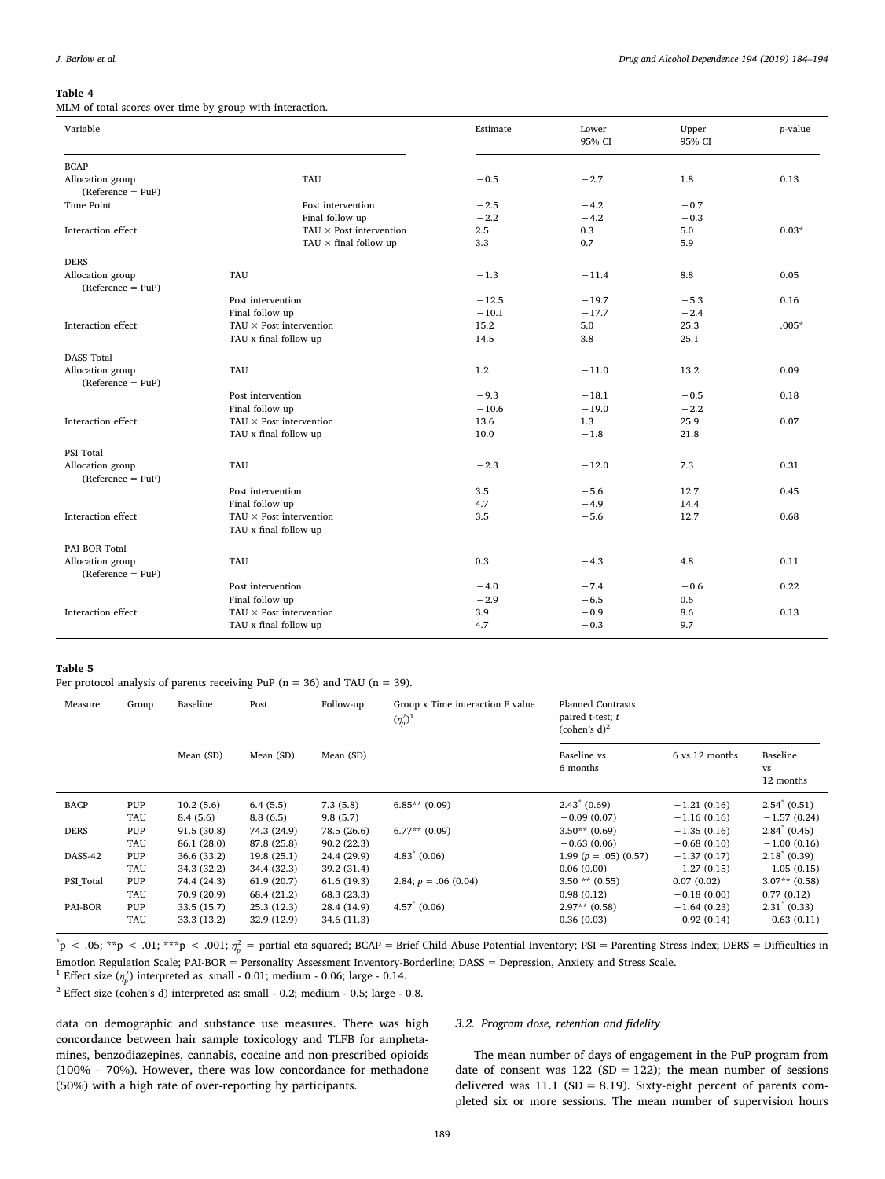**Table 4**
MLM of total scores over time by group with interaction.

| Variable | | Estimate | Lower 95% CI | Upper 95% CI | *p*-value |
|---|---|---|---|---|---|
| BCAP | | | | | |
| Allocation group (Reference = PuP) | TAU | −0.5 | −2.7 | 1.8 | 0.13 |
| Time Point | Post intervention | −2.5 | −4.2 | −0.7 | |
| | Final follow up | −2.2 | −4.2 | −0.3 | |
| Interaction effect | TAU × Post intervention | 2.5 | 0.3 | 5.0 | 0.03* |
| | TAU × final follow up | 3.3 | 0.7 | 5.9 | |
| DERS | | | | | |
| Allocation group (Reference = PuP) | TAU | −1.3 | −11.4 | 8.8 | 0.05 |
| | Post intervention | −12.5 | −19.7 | −5.3 | 0.16 |
| | Final follow up | −10.1 | −17.7 | −2.4 | |
| Interaction effect | TAU × Post intervention | 15.2 | 5.0 | 25.3 | .005* |
| | TAU x final follow up | 14.5 | 3.8 | 25.1 | |
| DASS Total | | | | | |
| Allocation group (Reference = PuP) | TAU | 1.2 | −11.0 | 13.2 | 0.09 |
| | Post intervention | −9.3 | −18.1 | −0.5 | 0.18 |
| | Final follow up | −10.6 | −19.0 | −2.2 | |
| Interaction effect | TAU × Post intervention | 13.6 | 1.3 | 25.9 | 0.07 |
| | TAU x final follow up | 10.0 | −1.8 | 21.8 | |
| PSI Total | | | | | |
| Allocation group (Reference = PuP) | TAU | −2.3 | −12.0 | 7.3 | 0.31 |
| | Post intervention | 3.5 | −5.6 | 12.7 | 0.45 |
| | Final follow up | 4.7 | −4.9 | 14.4 | |
| Interaction effect | TAU × Post intervention | 3.5 | −5.6 | 12.7 | 0.68 |
| | TAU x final follow up | | | | |
| PAI BOR Total | | | | | |
| Allocation group (Reference = PuP) | TAU | 0.3 | −4.3 | 4.8 | 0.11 |
| | Post intervention | −4.0 | −7.4 | −0.6 | 0.22 |
| | Final follow up | −2.9 | −6.5 | 0.6 | |
| Interaction effect | TAU × Post intervention | 3.9 | −0.9 | 8.6 | 0.13 |
| | TAU x final follow up | 4.7 | −0.3 | 9.7 | |

**Table 5**
Per protocol analysis of parents receiving PuP (n = 36) and TAU (n = 39).

| Measure | Group | Baseline | Post | Follow-up | Group x Time interaction F value ($\eta_p^2$)[1] | Planned Contrasts paired t-test; *t* (cohen's d)[2] | | |
|---|---|---|---|---|---|---|---|---|
| | | Mean (SD) | Mean (SD) | Mean (SD) | | Baseline vs 6 months | 6 vs 12 months | Baseline vs 12 months |
| BACP | PUP | 10.2 (5.6) | 6.4 (5.5) | 7.3 (5.8) | 6.85** (0.09) | 2.43* (0.69) | −1.21 (0.16) | 2.54* (0.51) |
| | TAU | 8.4 (5.6) | 8.8 (6.5) | 9.8 (5.7) | | −0.09 (0.07) | −1.16 (0.16) | −1.57 (0.24) |
| DERS | PUP | 91.5 (30.8) | 74.3 (24.9) | 78.5 (26.6) | 6.77** (0.09) | 3.50** (0.69) | −1.35 (0.16) | 2.84* (0.45) |
| | TAU | 86.1 (28.0) | 87.8 (25.8) | 90.2 (22.3) | | −0.63 (0.06) | −0.68 (0.10) | −1.00 (0.16) |
| DASS-42 | PUP | 36.6 (33.2) | 19.8 (25.1) | 24.4 (29.9) | 4.83* (0.06) | 1.99 ($p$ = .05) (0.57) | −1.37 (0.17) | 2.18* (0.39) |
| | TAU | 34.3 (32.2) | 34.4 (32.3) | 39.2 (31.4) | | 0.06 (0.00) | −1.27 (0.15) | −1.05 (0.15) |
| PSI_Total | PUP | 74.4 (24.3) | 61.9 (20.7) | 61.6 (19.3) | 2.84; $p$ = .06 (0.04) | 3.50 ** (0.55) | 0.07 (0.02) | 3.07** (0.58) |
| | TAU | 70.9 (20.9) | 68.4 (21.2) | 68.3 (23.3) | | 0.98 (0.12) | −0.18 (0.00) | 0.77 (0.12) |
| PAI-BOR | PUP | 33.5 (15.7) | 25.3 (12.3) | 28.4 (14.9) | 4.57* (0.06) | 2.97** (0.58) | −1.64 (0.23) | 2.31* (0.33) |
| | TAU | 33.3 (13.2) | 32.9 (12.9) | 34.6 (11.3) | | 0.36 (0.03) | −0.92 (0.14) | −0.63 (0.11) |

*p < .05; **p < .01; ***p < .001; $\eta_p^2$ = partial eta squared; BCAP = Brief Child Abuse Potential Inventory; PSI = Parenting Stress Index; DERS = Difficulties in Emotion Regulation Scale; PAI-BOR = Personality Assessment Inventory-Borderline; DASS = Depression, Anxiety and Stress Scale.
[1] Effect size ($\eta_p^2$) interpreted as: small - 0.01; medium - 0.06; large - 0.14.
[2] Effect size (cohen's d) interpreted as: small - 0.2; medium - 0.5; large - 0.8.

data on demographic and substance use measures. There was high concordance between hair sample toxicology and TLFB for amphetamines, benzodiazepines, cannabis, cocaine and non-prescribed opioids (100% – 70%). However, there was low concordance for methadone (50%) with a high rate of over-reporting by participants.

### 3.2. Program dose, retention and fidelity

The mean number of days of engagement in the PuP program from date of consent was 122 (SD = 122); the mean number of sessions delivered was 11.1 (SD = 8.19). Sixty-eight percent of parents completed six or more sessions. The mean number of supervision hours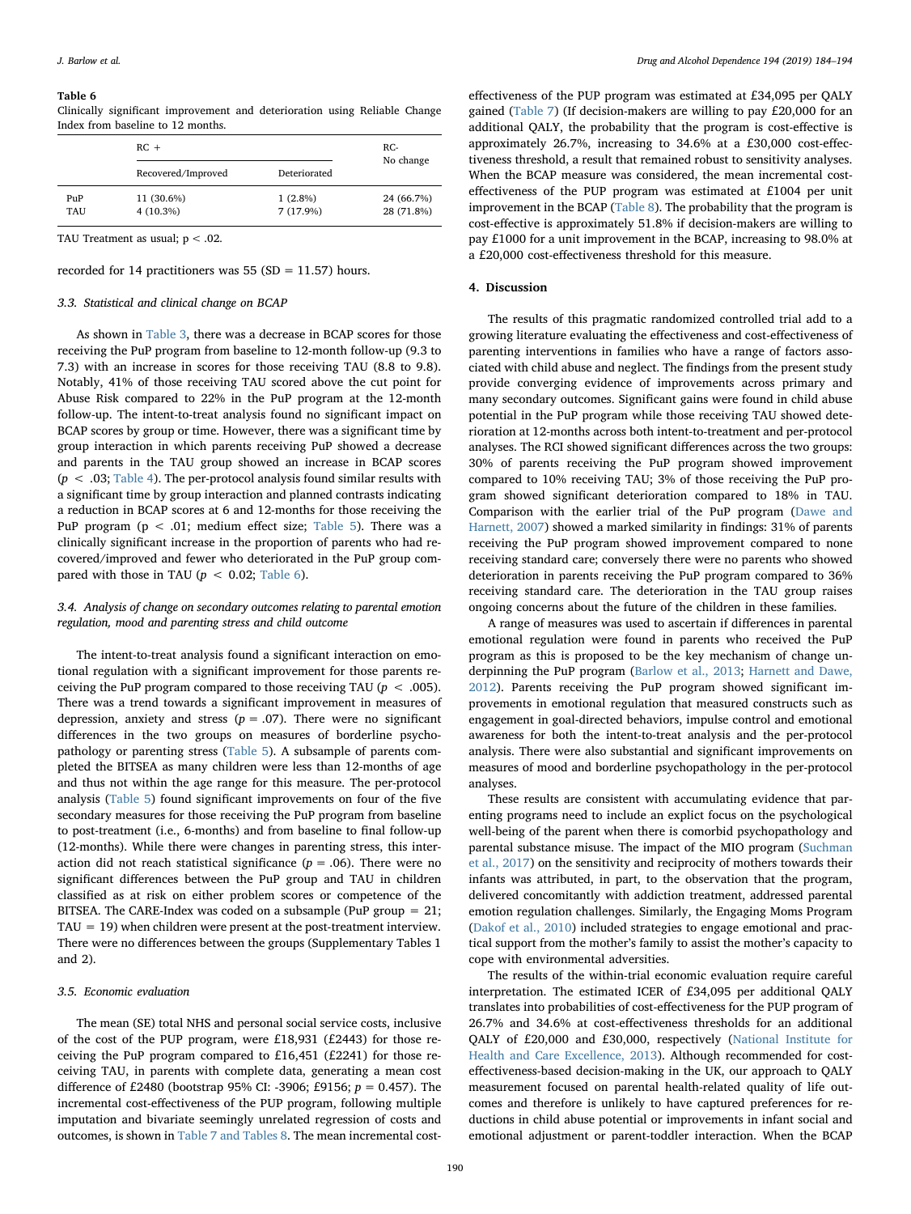**Table 6**
Clinically significant improvement and deterioration using Reliable Change Index from baseline to 12 months.

| | RC + | | RC- |
|---|---|---|---|
| | Recovered/Improved | Deteriorated | No change |
| PuP | 11 (30.6%) | 1 (2.8%) | 24 (66.7%) |
| TAU | 4 (10.3%) | 7 (17.9%) | 28 (71.8%) |

TAU Treatment as usual; p < .02.

recorded for 14 practitioners was 55 (SD = 11.57) hours.

### 3.3. Statistical and clinical change on BCAP

As shown in Table 3, there was a decrease in BCAP scores for those receiving the PuP program from baseline to 12-month follow-up (9.3 to 7.3) with an increase in scores for those receiving TAU (8.8 to 9.8). Notably, 41% of those receiving TAU scored above the cut point for Abuse Risk compared to 22% in the PuP program at the 12-month follow-up. The intent-to-treat analysis found no significant impact on BCAP scores by group or time. However, there was a significant time by group interaction in which parents receiving PuP showed a decrease and parents in the TAU group showed an increase in BCAP scores ($p < .03$; Table 4). The per-protocol analysis found similar results with a significant time by group interaction and planned contrasts indicating a reduction in BCAP scores at 6 and 12-months for those receiving the PuP program ($p < .01$; medium effect size; Table 5). There was a clinically significant increase in the proportion of parents who had recovered/improved and fewer who deteriorated in the PuP group compared with those in TAU ($p < 0.02$; Table 6).

### 3.4. Analysis of change on secondary outcomes relating to parental emotion regulation, mood and parenting stress and child outcome

The intent-to-treat analysis found a significant interaction on emotional regulation with a significant improvement for those parents receiving the PuP program compared to those receiving TAU ($p < .005$). There was a trend towards a significant improvement in measures of depression, anxiety and stress ($p = .07$). There were no significant differences in the two groups on measures of borderline psychopathology or parenting stress (Table 5). A subsample of parents completed the BITSEA as many children were less than 12-months of age and thus not within the age range for this measure. The per-protocol analysis (Table 5) found significant improvements on four of the five secondary measures for those receiving the PuP program from baseline to post-treatment (i.e., 6-months) and from baseline to final follow-up (12-months). While there were changes in parenting stress, this interaction did not reach statistical significance ($p = .06$). There were no significant differences between the PuP group and TAU in children classified as at risk on either problem scores or competence of the BITSEA. The CARE-Index was coded on a subsample (PuP group = 21; TAU = 19) when children were present at the post-treatment interview. There were no differences between the groups (Supplementary Tables 1 and 2).

### 3.5. Economic evaluation

The mean (SE) total NHS and personal social service costs, inclusive of the cost of the PUP program, were £18,931 (£2443) for those receiving the PuP program compared to £16,451 (£2241) for those receiving TAU, in parents with complete data, generating a mean cost difference of £2480 (bootstrap 95% CI: -3906; £9156; $p = 0.457$). The incremental cost-effectiveness of the PUP program, following multiple imputation and bivariate seemingly unrelated regression of costs and outcomes, is shown in Table 7 and Tables 8. The mean incremental cost-effectiveness of the PUP program was estimated at £34,095 per QALY gained (Table 7) (If decision-makers are willing to pay £20,000 for an additional QALY, the probability that the program is cost-effective is approximately 26.7%, increasing to 34.6% at a £30,000 cost-effectiveness threshold, a result that remained robust to sensitivity analyses. When the BCAP measure was considered, the mean incremental cost-effectiveness of the PUP program was estimated at £1004 per unit improvement in the BCAP (Table 8). The probability that the program is cost-effective is approximately 51.8% if decision-makers are willing to pay £1000 for a unit improvement in the BCAP, increasing to 98.0% at a £20,000 cost-effectiveness threshold for this measure.

## 4. Discussion

The results of this pragmatic randomized controlled trial add to a growing literature evaluating the effectiveness and cost-effectiveness of parenting interventions in families who have a range of factors associated with child abuse and neglect. The findings from the present study provide converging evidence of improvements across primary and many secondary outcomes. Significant gains were found in child abuse potential in the PuP program while those receiving TAU showed deterioration at 12-months across both intent-to-treatment and per-protocol analyses. The RCI showed significant differences across the two groups: 30% of parents receiving the PuP program showed improvement compared to 10% receiving TAU; 3% of those receiving the PuP program showed significant deterioration compared to 18% in TAU. Comparison with the earlier trial of the PuP program (Dawe and Harnett, 2007) showed a marked similarity in findings: 31% of parents receiving the PuP program showed improvement compared to none receiving standard care; conversely there were no parents who showed deterioration in parents receiving the PuP program compared to 36% receiving standard care. The deterioration in the TAU group raises ongoing concerns about the future of the children in these families.

A range of measures was used to ascertain if differences in parental emotional regulation were found in parents who received the PuP program as this is proposed to be the key mechanism of change underpinning the PuP program (Barlow et al., 2013; Harnett and Dawe, 2012). Parents receiving the PuP program showed significant improvements in emotional regulation that measured constructs such as engagement in goal-directed behaviors, impulse control and emotional awareness for both the intent-to-treat analysis and the per-protocol analysis. There were also substantial and significant improvements on measures of mood and borderline psychopathology in the per-protocol analyses.

These results are consistent with accumulating evidence that parenting programs need to include an explict focus on the psychological well-being of the parent when there is comorbid psychopathology and parental substance misuse. The impact of the MIO program (Suchman et al., 2017) on the sensitivity and reciprocity of mothers towards their infants was attributed, in part, to the observation that the program, delivered concomitantly with addiction treatment, addressed parental emotion regulation challenges. Similarly, the Engaging Moms Program (Dakof et al., 2010) included strategies to engage emotional and practical support from the mother's family to assist the mother's capacity to cope with environmental adversities.

The results of the within-trial economic evaluation require careful interpretation. The estimated ICER of £34,095 per additional QALY translates into probabilities of cost-effectiveness for the PUP program of 26.7% and 34.6% at cost-effectiveness thresholds for an additional QALY of £20,000 and £30,000, respectively (National Institute for Health and Care Excellence, 2013). Although recommended for cost-effectiveness-based decision-making in the UK, our approach to QALY measurement focused on parental health-related quality of life outcomes and therefore is unlikely to have captured preferences for reductions in child abuse potential or improvements in infant social and emotional adjustment or parent-toddler interaction. When the BCAP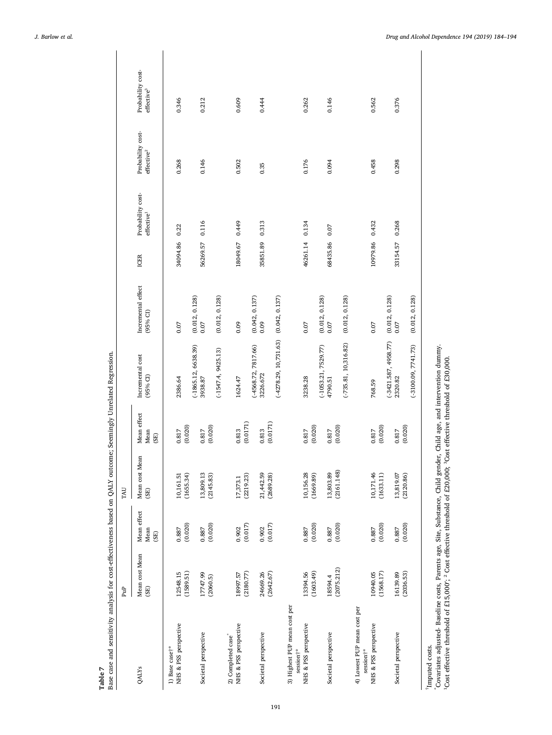**Table 7**
Base case and sensitivity analysis for cost-effectiveness based on QALY outcome; Seemingly Unrelated Regression.

| QALYs | PuP | | TAU | | Incremental cost (95% CI) | Incremental effect (95% CI) | ICER | Probability cost-effective[1] | Probability cost-effective[2] | Probability cost-effective[3] |
|---|---|---|---|---|---|---|---|---|---|---|
| | Mean cost Mean (SE) | Mean effect Mean (SE) | Mean cost Mean (SE) | Mean effect Mean (SE) | | | | | | |
| 1) Base case†* | | | | | | | | | | |
| NHS & PSS perspective | 12548.15 (1589.51) | 0.887 (0.020) | 10,161.51 (1655.34) | 0.817 (0.020) | 2386.64 (-1865.12, 6638.39) | 0.07 (0.012, 0.128) | 34094.86 | 0.22 | 0.268 | 0.346 |
| Societal perspective | 17747.99 (2060.5) | 0.887 (0.020) | 13,809.13 (2145.83) | 0.817 (0.020) | 3938.87 (-1547.4, 9425.13) | 0.07 (0.012, 0.128) | 56269.57 | 0.116 | 0.146 | 0.212 |
| 2) Completed case* | | | | | | | | | | |
| NHS & PSS perspective | 18997.57 (2180.77) | 0.902 (0.017) | 17,373.1 (2219.23) | 0.813 (0.0171) | 1624.47 (-4568.72, 7817.66) | 0.09 (0.042, 0.137) | 18049.67 | 0.449 | 0.502 | 0.609 |
| Societal perspective | 24669.26 (2642.67) | 0.902 (0.017) | 21,442.59 (2689.28) | 0.813 (0.0171) | 3226.672 (-4278.29, 10,731.63) | 0.09 (0.042, 0.137) | 35851.89 | 0.313 | 0.35 | 0.444 |
| 3) Highest PUP mean cost per session†* | | | | | | | | | | |
| NHS & PSS perspective | 13394.56 (1603.49) | 0.887 (0.020) | 10,156.28 (1669.89) | 0.817 (0.020) | 3238.28 (-1053.21, 7529.77) | 0.07 (0.012, 0.128) | 46261.14 | 0.134 | 0.176 | 0.262 |
| Societal perspective | 18594.4 (2075.212) | 0.887 (0.020) | 13,803.89 (2161.148) | 0.817 (0.020) | 4790.51 (-735.81, 10,316.82) | 0.07 (0.012, 0.128) | 68435.86 | 0.07 | 0.094 | 0.146 |
| 4) Lowest PUP mean cost per session†* | | | | | | | | | | |
| NHS & PSS perspective | 10940.05 (1568.17) | 0.887 (0.020) | 10,171.46 (1633.11) | 0.817 (0.020) | 768.59 (-3421.587, 4958.77) | 0.07 (0.012, 0.128) | 10979.86 | 0.432 | 0.458 | 0.562 |
| Societal perspective | 16139.89 (2036.53) | 0.887 (0.020) | 13,819.07 (2120.86) | 0.817 (0.020) | 2320.82 (-3100.09, 7741.73) | 0.07 (0.012, 0.128) | 33154.57 | 0.268 | 0.298 | 0.376 |

†Imputed costs.
*Covariates adjusted- Baseline costs, Parents age, Site, Substance, Child gender, Child age, and intervention dummy.
[1]Cost effective threshold of £15,000; [2] Cost effective threshold of £20,000; [3]Cost effective threshold of £30,000.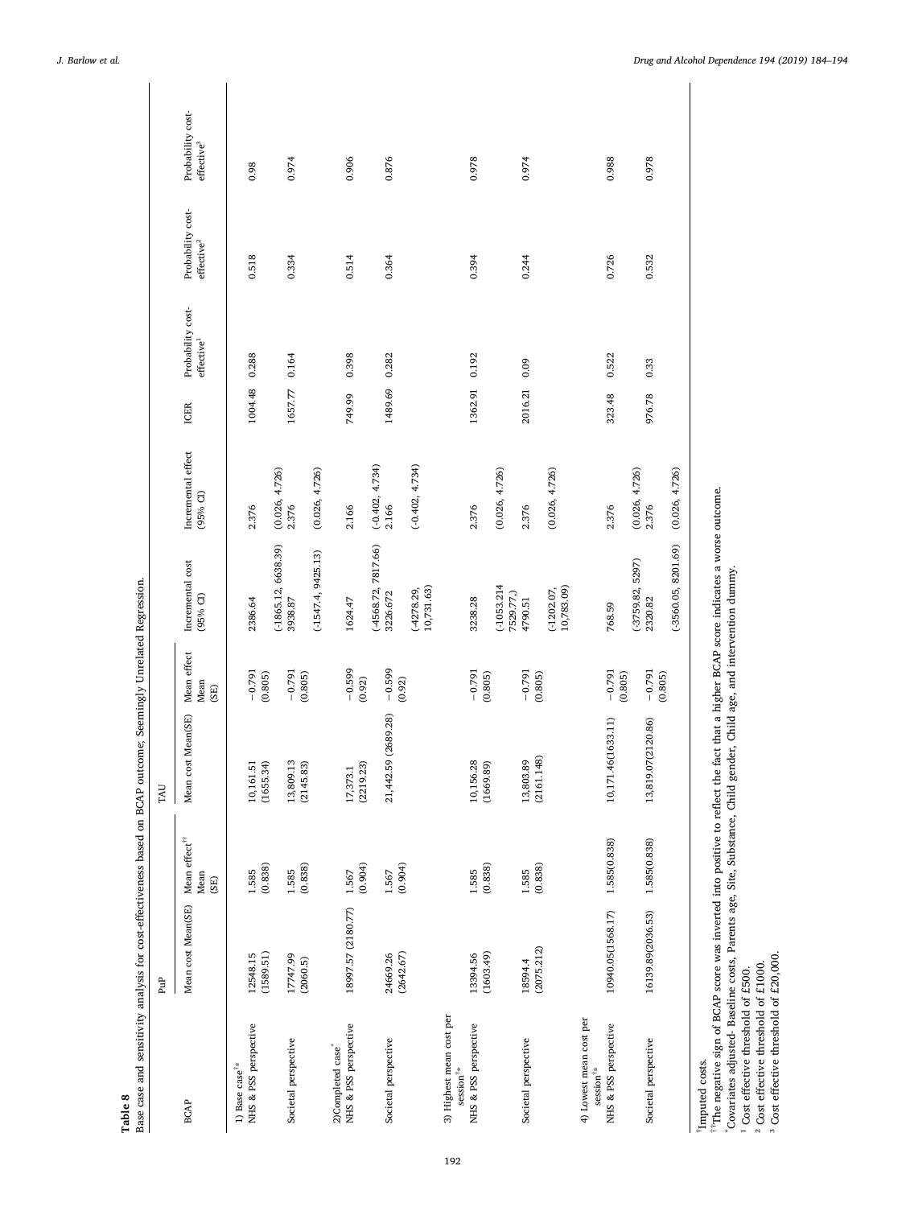**Table 8**
Base case and sensitivity analysis for cost-effectiveness based on BCAP outcome; Seemingly Unrelated Regression.

| BCAP | PuP | | TAU | | Incremental cost (95% CI) | Incremental effect (95% CI) | ICER | Probability cost-effective[1] | Probability cost-effective[2] | Probability cost-effective[3] |
|---|---|---|---|---|---|---|---|---|---|---|
| | Mean cost Mean(SE) | Mean effect[††] Mean (SE) | Mean cost Mean(SE) | Mean effect Mean (SE) | | | | | | |
| 1) Base case[†*] | | | | | | | | | | |
| NHS & PSS perspective | 12548.15 (1589.51) | 1.585 (0.838) | 10,161.51 (1655.34) | −0.791 (0.805) | 2386.64 (-1865.12, 6638.39) | 2.376 (0.026, 4.726) | 1004.48 | 0.288 | 0.518 | 0.98 |
| Societal perspective | 17747.99 (2060.5) | 1.585 (0.838) | 13,809.13 (2145.83) | −0.791 (0.805) | 3938.87 (-1547.4, 9425.13) | 2.376 (0.026, 4.726) | 1657.77 | 0.164 | 0.334 | 0.974 |
| 2)Completed case[*] | | | | | | | | | | |
| NHS & PSS perspective | 18997.57 (2180.77) | 1.567 (0.904) | 17,373.1 (2219.23) | −0.599 (0.92) | 1624.47 (-4568.72, 7817.66) | 2.166 (-0.402, 4.734) | 749.99 | 0.398 | 0.514 | 0.906 |
| Societal perspective | 24669.26 (2642.67) | 1.567 (0.904) | 21,442.59 (2689.28) | −0.599 (0.92) | 3226.672 (-4278.29, 10,731.63) | 2.166 (-0.402, 4.734) | 1489.69 | 0.282 | 0.364 | 0.876 |
| 3) Highest mean cost per session[†*] | | | | | | | | | | |
| NHS & PSS perspective | 13394.56 (1603.49) | 1.585 (0.838) | 10,156.28 (1669.89) | −0.791 (0.805) | 3238.28 (-1053.214 7529.77,) | 2.376 (0.026, 4.726) | 1362.91 | 0.192 | 0.394 | 0.978 |
| Societal perspective | 18594.4 (2075.212) | 1.585 (0.838) | 13,803.89 (2161.148) | −0.791 (0.805) | 4790.51 (-1202.07, 10,783.09) | 2.376 (0.026, 4.726) | 2016.21 | 0.09 | 0.244 | 0.974 |
| 4) Lowest mean cost per session[†*] | | | | | | | | | | |
| NHS & PSS perspective | 10940.05(1568.17) | 1.585(0.838) | 10,171.46(1633.11) | −0.791 (0.805) | 768.59 (-3759.82, 5297) | 2.376 (0.026, 4.726) | 323.48 | 0.522 | 0.726 | 0.988 |
| Societal perspective | 16139.89(2036.53) | 1.585(0.838) | 13,819.07(2120.86) | −0.791 (0.805) | 2320.82 (-3560.05, 8201.69) | 2.376 (0.026, 4.726) | 976.78 | 0.33 | 0.532 | 0.978 |

[†]Imputed costs.
[††]The negative sign of BCAP score was inverted into positive to reflect the fact that a higher BCAP score indicates a worse outcome.
[*]Covariates adjusted- Baseline costs, Parents age, Site, Substance, Child gender, Child age, and intervention dummy.
[1] Cost effective threshold of £500.
[2] Cost effective threshold of £1000.
[3] Cost effective threshold of £20,000.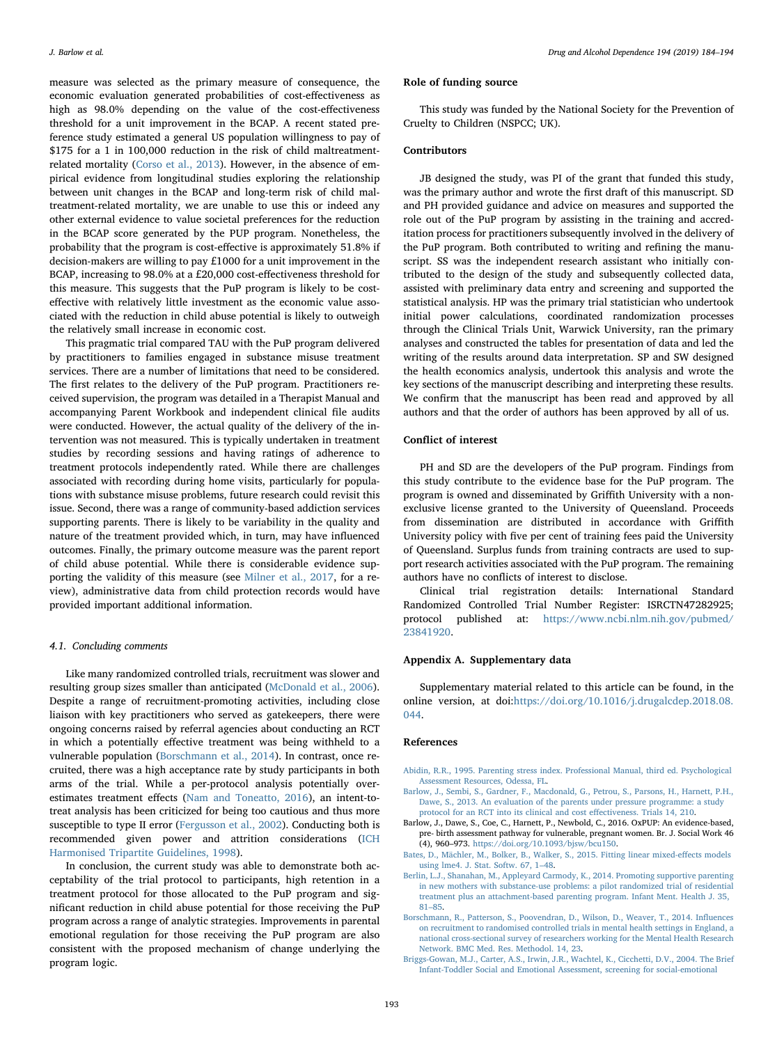measure was selected as the primary measure of consequence, the economic evaluation generated probabilities of cost-effectiveness as high as 98.0% depending on the value of the cost-effectiveness threshold for a unit improvement in the BCAP. A recent stated preference study estimated a general US population willingness to pay of $175 for a 1 in 100,000 reduction in the risk of child maltreatment-related mortality (Corso et al., 2013). However, in the absence of empirical evidence from longitudinal studies exploring the relationship between unit changes in the BCAP and long-term risk of child maltreatment-related mortality, we are unable to use this or indeed any other external evidence to value societal preferences for the reduction in the BCAP score generated by the PUP program. Nonetheless, the probability that the program is cost-effective is approximately 51.8% if decision-makers are willing to pay £1000 for a unit improvement in the BCAP, increasing to 98.0% at a £20,000 cost-effectiveness threshold for this measure. This suggests that the PuP program is likely to be cost-effective with relatively little investment as the economic value associated with the reduction in child abuse potential is likely to outweigh the relatively small increase in economic cost.

This pragmatic trial compared TAU with the PuP program delivered by practitioners to families engaged in substance misuse treatment services. There are a number of limitations that need to be considered. The first relates to the delivery of the PuP program. Practitioners received supervision, the program was detailed in a Therapist Manual and accompanying Parent Workbook and independent clinical file audits were conducted. However, the actual quality of the delivery of the intervention was not measured. This is typically undertaken in treatment studies by recording sessions and having ratings of adherence to treatment protocols independently rated. While there are challenges associated with recording during home visits, particularly for populations with substance misuse problems, future research could revisit this issue. Second, there was a range of community-based addiction services supporting parents. There is likely to be variability in the quality and nature of the treatment provided which, in turn, may have influenced outcomes. Finally, the primary outcome measure was the parent report of child abuse potential. While there is considerable evidence supporting the validity of this measure (see Milner et al., 2017, for a review), administrative data from child protection records would have provided important additional information.

### 4.1. Concluding comments

Like many randomized controlled trials, recruitment was slower and resulting group sizes smaller than anticipated (McDonald et al., 2006). Despite a range of recruitment-promoting activities, including close liaison with key practitioners who served as gatekeepers, there were ongoing concerns raised by referral agencies about conducting an RCT in which a potentially effective treatment was being withheld to a vulnerable population (Borschmann et al., 2014). In contrast, once recruited, there was a high acceptance rate by study participants in both arms of the trial. While a per-protocol analysis potentially over-estimates treatment effects (Nam and Toneatto, 2016), an intent-to-treat analysis has been criticized for being too cautious and thus more susceptible to type II error (Fergusson et al., 2002). Conducting both is recommended given power and attrition considerations (ICH Harmonised Tripartite Guidelines, 1998).

In conclusion, the current study was able to demonstrate both acceptability of the trial protocol to participants, high retention in a treatment protocol for those allocated to the PuP program and significant reduction in child abuse potential for those receiving the PuP program across a range of analytic strategies. Improvements in parental emotional regulation for those receiving the PuP program are also consistent with the proposed mechanism of change underlying the program logic.

## Role of funding source

This study was funded by the National Society for the Prevention of Cruelty to Children (NSPCC; UK).

## Contributors

JB designed the study, was PI of the grant that funded this study, was the primary author and wrote the first draft of this manuscript. SD and PH provided guidance and advice on measures and supported the role out of the PuP program by assisting in the training and accreditation process for practitioners subsequently involved in the delivery of the PuP program. Both contributed to writing and refining the manuscript. SS was the independent research assistant who initially contributed to the design of the study and subsequently collected data, assisted with preliminary data entry and screening and supported the statistical analysis. HP was the primary trial statistician who undertook initial power calculations, coordinated randomization processes through the Clinical Trials Unit, Warwick University, ran the primary analyses and constructed the tables for presentation of data and led the writing of the results around data interpretation. SP and SW designed the health economics analysis, undertook this analysis and wrote the key sections of the manuscript describing and interpreting these results. We confirm that the manuscript has been read and approved by all authors and that the order of authors has been approved by all of us.

## Conflict of interest

PH and SD are the developers of the PuP program. Findings from this study contribute to the evidence base for the PuP program. The program is owned and disseminated by Griffith University with a non-exclusive license granted to the University of Queensland. Proceeds from dissemination are distributed in accordance with Griffith University policy with five per cent of training fees paid the University of Queensland. Surplus funds from training contracts are used to support research activities associated with the PuP program. The remaining authors have no conflicts of interest to disclose.

Clinical trial registration details: International Standard Randomized Controlled Trial Number Register: ISRCTN47282925; protocol published at: https://www.ncbi.nlm.nih.gov/pubmed/23841920.

## Appendix A. Supplementary data

Supplementary material related to this article can be found, in the online version, at doi:https://doi.org/10.1016/j.drugalcdep.2018.08.044.

## References

Abidin, R.R., 1995. Parenting stress index. Professional Manual, third ed. Psychological Assessment Resources, Odessa, FL.

Barlow, J., Sembi, S., Gardner, F., Macdonald, G., Petrou, S., Parsons, H., Harnett, P.H., Dawe, S., 2013. An evaluation of the parents under pressure programme: a study protocol for an RCT into its clinical and cost effectiveness. Trials 14, 210.

Barlow, J., Dawe, S., Coe, C., Harnett, P., Newbold, C., 2016. OxPUP: An evidence-based, pre- birth assessment pathway for vulnerable, pregnant women. Br. J. Social Work 46 (4), 960–973. https://doi.org/10.1093/bjsw/bcu150.

Bates, D., Mächler, M., Bolker, B., Walker, S., 2015. Fitting linear mixed-effects models using lme4. J. Stat. Softw. 67, 1–48.

Berlin, L.J., Shanahan, M., Appleyard Carmody, K., 2014. Promoting supportive parenting in new mothers with substance-use problems: a pilot randomized trial of residential treatment plus an attachment-based parenting program. Infant Ment. Health J. 35, 81–85.

Borschmann, R., Patterson, S., Poovendran, D., Wilson, D., Weaver, T., 2014. Influences on recruitment to randomised controlled trials in mental health settings in England, a national cross-sectional survey of researchers working for the Mental Health Research Network. BMC Med. Res. Methodol. 14, 23.

Briggs-Gowan, M.J., Carter, A.S., Irwin, J.R., Wachtel, K., Cicchetti, D.V., 2004. The Brief Infant-Toddler Social and Emotional Assessment, screening for social-emotional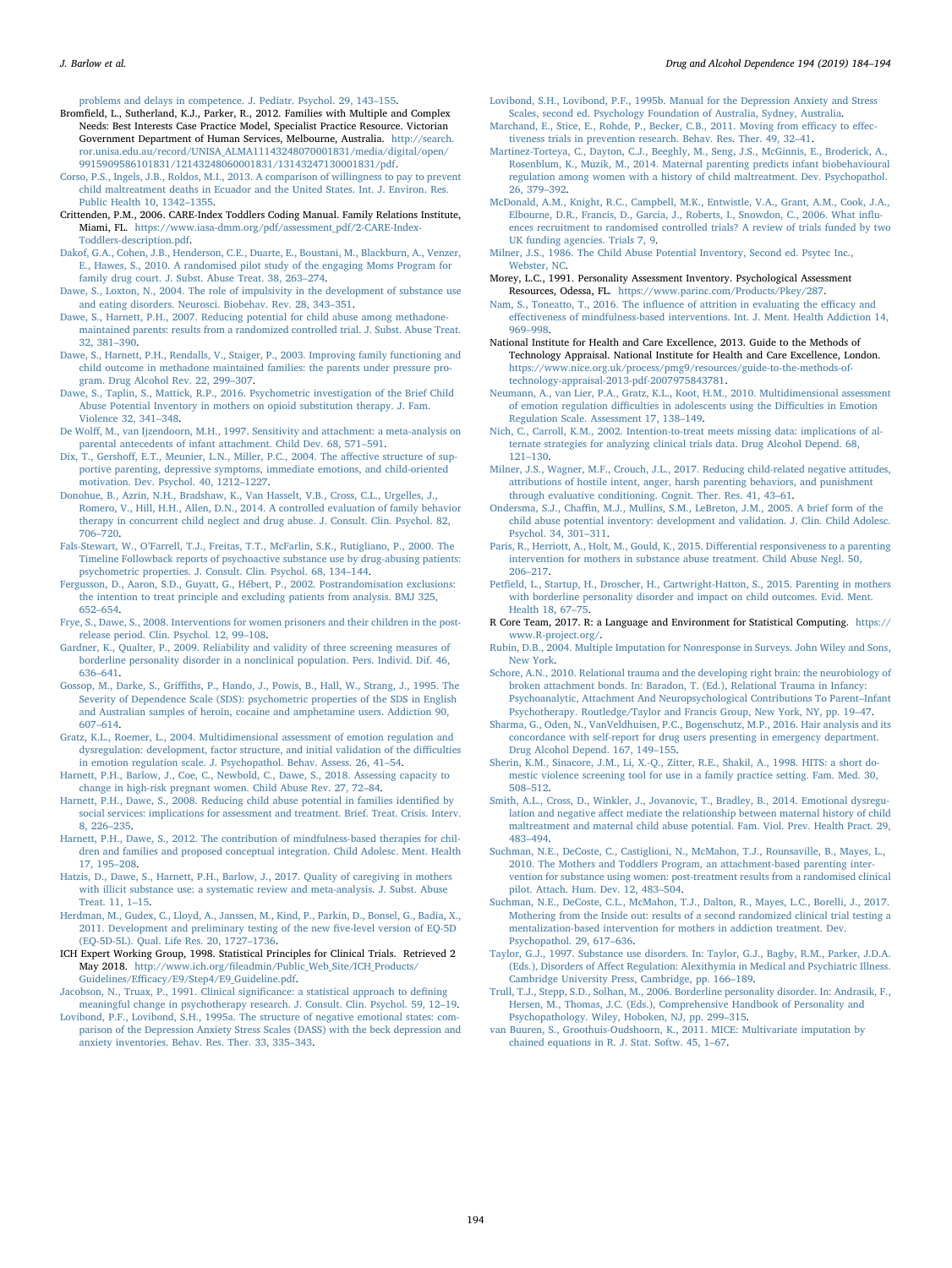problems and delays in competence. J. Pediatr. Psychol. 29, 143–155.

Bromfield, L., Sutherland, K.J., Parker, R., 2012. Families with Multiple and Complex Needs: Best Interests Case Practice Model, Specialist Practice Resource. Victorian Government Department of Human Services, Melbourne, Australia. http://search.ror.unisa.edu.au/record/UNISA_ALMA11143248070001831/media/digital/open/9915909586101831/12143248060001831/13143247130001831/pdf.

Corso, P.S., Ingels, J.B., Roldos, M.I., 2013. A comparison of willingness to pay to prevent child maltreatment deaths in Ecuador and the United States. Int. J. Environ. Res. Public Health 10, 1342–1355.

Crittenden, P.M., 2006. CARE-Index Toddlers Coding Manual. Family Relations Institute, Miami, FL. https://www.iasa-dmm.org/pdf/assessment_pdf/2-CARE-Index-Toddlers-description.pdf.

Dakof, G.A., Cohen, J.B., Henderson, C.E., Duarte, E., Boustani, M., Blackburn, A., Venzer, E., Hawes, S., 2010. A randomised pilot study of the engaging Moms Program for family drug court. J. Subst. Abuse Treat. 38, 263–274.

Dawe, S., Loxton, N., 2004. The role of impulsivity in the development of substance use and eating disorders. Neurosci. Biobehav. Rev. 28, 343–351.

Dawe, S., Harnett, P.H., 2007. Reducing potential for child abuse among methadone-maintained parents: results from a randomized controlled trial. J. Subst. Abuse Treat. 32, 381–390.

Dawe, S., Harnett, P.H., Rendalls, V., Staiger, P., 2003. Improving family functioning and child outcome in methadone maintained families: the parents under pressure program. Drug Alcohol Rev. 22, 299–307.

Dawe, S., Taplin, S., Mattick, R.P., 2016. Psychometric investigation of the Brief Child Abuse Potential Inventory in mothers on opioid substitution therapy. J. Fam. Violence 32, 341–348.

De Wolff, M., van Ijzendoorn, M.H., 1997. Sensitivity and attachment: a meta-analysis on parental antecedents of infant attachment. Child Dev. 68, 571–591.

Dix, T., Gershoff, E.T., Meunier, L.N., Miller, P.C., 2004. The affective structure of supportive parenting, depressive symptoms, immediate emotions, and child-oriented motivation. Dev. Psychol. 40, 1212–1227.

Donohue, B., Azrin, N.H., Bradshaw, K., Van Hasselt, V.B., Cross, C.L., Urgelles, J., Romero, V., Hill, H.H., Allen, D.N., 2014. A controlled evaluation of family behavior therapy in concurrent child neglect and drug abuse. J. Consult. Clin. Psychol. 82, 706–720.

Fals-Stewart, W., O'Farrell, T.J., Freitas, T.T., McFarlin, S.K., Rutigliano, P., 2000. The Timeline Followback reports of psychoactive substance use by drug-abusing patients: psychometric properties. J. Consult. Clin. Psychol. 68, 134–144.

Fergusson, D., Aaron, S.D., Guyatt, G., Hébert, P., 2002. Postrandomisation exclusions: the intention to treat principle and excluding patients from analysis. BMJ 325, 652–654.

Frye, S., Dawe, S., 2008. Interventions for women prisoners and their children in the post-release period. Clin. Psychol. 12, 99–108.

Gardner, K., Qualter, P., 2009. Reliability and validity of three screening measures of borderline personality disorder in a nonclinical population. Pers. Individ. Dif. 46, 636–641.

Gossop, M., Darke, S., Griffiths, P., Hando, J., Powis, B., Hall, W., Strang, J., 1995. The Severity of Dependence Scale (SDS): psychometric properties of the SDS in English and Australian samples of heroin, cocaine and amphetamine users. Addiction 90, 607–614.

Gratz, K.L., Roemer, L., 2004. Multidimensional assessment of emotion regulation and dysregulation: development, factor structure, and initial validation of the difficulties in emotion regulation scale. J. Psychopathol. Behav. Assess. 26, 41–54.

Harnett, P.H., Barlow, J., Coe, C., Newbold, C., Dawe, S., 2018. Assessing capacity to change in high-risk pregnant women. Child Abuse Rev. 27, 72–84.

Harnett, P.H., Dawe, S., 2008. Reducing child abuse potential in families identified by social services: implications for assessment and treatment. Brief. Treat. Crisis. Interv. 8, 226–235.

Harnett, P.H., Dawe, S., 2012. The contribution of mindfulness-based therapies for children and families and proposed conceptual integration. Child Adolesc. Ment. Health 17, 195–208.

Hatzis, D., Dawe, S., Harnett, P.H., Barlow, J., 2017. Quality of caregiving in mothers with illicit substance use: a systematic review and meta-analysis. J. Subst. Abuse Treat. 11, 1–15.

Herdman, M., Gudex, C., Lloyd, A., Janssen, M., Kind, P., Parkin, D., Bonsel, G., Badia, X., 2011. Development and preliminary testing of the new five-level version of EQ-5D (EQ-5D-5L). Qual. Life Res. 20, 1727–1736.

ICH Expert Working Group, 1998. Statistical Principles for Clinical Trials. Retrieved 2 May 2018. http://www.ich.org/fileadmin/Public_Web_Site/ICH_Products/Guidelines/Efficacy/E9/Step4/E9_Guideline.pdf.

Jacobson, N., Truax, P., 1991. Clinical significance: a statistical approach to defining meaningful change in psychotherapy research. J. Consult. Clin. Psychol. 59, 12–19.

Lovibond, P.F., Lovibond, S.H., 1995a. The structure of negative emotional states: comparison of the Depression Anxiety Stress Scales (DASS) with the beck depression and anxiety inventories. Behav. Res. Ther. 33, 335–343.

Lovibond, S.H., Lovibond, P.F., 1995b. Manual for the Depression Anxiety and Stress Scales, second ed. Psychology Foundation of Australia, Sydney, Australia.

Marchand, E., Stice, E., Rohde, P., Becker, C.B., 2011. Moving from efficacy to effectiveness trials in prevention research. Behav. Res. Ther. 49, 32–41.

Martinez-Torteya, C., Dayton, C.J., Beeghly, M., Seng, J.S., McGinnis, E., Broderick, A., Rosenblum, K., Muzik, M., 2014. Maternal parenting predicts infant biobehavioural regulation among women with a history of child maltreatment. Dev. Psychopathol. 26, 379–392.

McDonald, A.M., Knight, R.C., Campbell, M.K., Entwistle, V.A., Grant, A.M., Cook, J.A., Elbourne, D.R., Francis, D., Garcia, J., Roberts, I., Snowdon, C., 2006. What influences recruitment to randomised controlled trials? A review of trials funded by two UK funding agencies. Trials 7, 9.

Milner, J.S., 1986. The Child Abuse Potential Inventory, Second ed. Psytec Inc., Webster, NC.

Morey, L.C., 1991. Personality Assessment Inventory. Psychological Assessment Resources, Odessa, FL. https://www.parinc.com/Products/Pkey/287.

Nam, S., Toneatto, T., 2016. The influence of attrition in evaluating the efficacy and effectiveness of mindfulness-based interventions. Int. J. Ment. Health Addiction 14, 969–998.

National Institute for Health and Care Excellence, 2013. Guide to the Methods of Technology Appraisal. National Institute for Health and Care Excellence, London. https://www.nice.org.uk/process/pmg9/resources/guide-to-the-methods-of-technology-appraisal-2013-pdf-2007975843781.

Neumann, A., van Lier, P.A., Gratz, K.L., Koot, H.M., 2010. Multidimensional assessment of emotion regulation difficulties in adolescents using the Difficulties in Emotion Regulation Scale. Assessment 17, 138–149.

Nich, C., Carroll, K.M., 2002. Intention-to-treat meets missing data: implications of alternate strategies for analyzing clinical trials data. Drug Alcohol Depend. 68, 121–130.

Milner, J.S., Wagner, M.F., Crouch, J.L., 2017. Reducing child-related negative attitudes, attributions of hostile intent, anger, harsh parenting behaviors, and punishment through evaluative conditioning. Cognit. Ther. Res. 41, 43–61.

Ondersma, S.J., Chaffin, M.J., Mullins, S.M., LeBreton, J.M., 2005. A brief form of the child abuse potential inventory: development and validation. J. Clin. Child Adolesc. Psychol. 34, 301–311.

Paris, R., Herriott, A., Holt, M., Gould, K., 2015. Differential responsiveness to a parenting intervention for mothers in substance abuse treatment. Child Abuse Negl. 50, 206–217.

Petfield, L., Startup, H., Droscher, H., Cartwright-Hatton, S., 2015. Parenting in mothers with borderline personality disorder and impact on child outcomes. Evid. Ment. Health 18, 67–75.

R Core Team, 2017. R: a Language and Environment for Statistical Computing. https://www.R-project.org/.

Rubin, D.B., 2004. Multiple Imputation for Nonresponse in Surveys. John Wiley and Sons, New York.

Schore, A.N., 2010. Relational trauma and the developing right brain: the neurobiology of broken attachment bonds. In: Baradon, T. (Ed.), Relational Trauma in Infancy: Psychoanalytic, Attachment And Neuropsychological Contributions To Parent–Infant Psychotherapy. Routledge/Taylor and Francis Group, New York, NY, pp. 19–47.

Sharma, G., Oden, N., VanVeldhuisen, P.C., Bogenschutz, M.P., 2016. Hair analysis and its concordance with self-report for drug users presenting in emergency department. Drug Alcohol Depend. 167, 149–155.

Sherin, K.M., Sinacore, J.M., Li, X.-Q., Zitter, R.E., Shakil, A., 1998. HITS: a short domestic violence screening tool for use in a family practice setting. Fam. Med. 30, 508–512.

Smith, A.L., Cross, D., Winkler, J., Jovanovic, T., Bradley, B., 2014. Emotional dysregulation and negative affect mediate the relationship between maternal history of child maltreatment and maternal child abuse potential. Fam. Viol. Prev. Health Pract. 29, 483–494.

Suchman, N.E., DeCoste, C., Castiglioni, N., McMahon, T.J., Rounsaville, B., Mayes, L., 2010. The Mothers and Toddlers Program, an attachment-based parenting intervention for substance using women: post-treatment results from a randomised clinical pilot. Attach. Hum. Dev. 12, 483–504.

Suchman, N.E., DeCoste, C.L., McMahon, T.J., Dalton, R., Mayes, L.C., Borelli, J., 2017. Mothering from the Inside out: results of a second randomized clinical trial testing a mentalization-based intervention for mothers in addiction treatment. Dev. Psychopathol. 29, 617–636.

Taylor, G.J., 1997. Substance use disorders. In: Taylor, G.J., Bagby, R.M., Parker, J.D.A. (Eds.), Disorders of Affect Regulation: Alexithymia in Medical and Psychiatric Illness. Cambridge University Press, Cambridge, pp. 166–189.

Trull, T.J., Stepp, S.D., Solhan, M., 2006. Borderline personality disorder. In: Andrasik, F., Hersen, M., Thomas, J.C. (Eds.), Comprehensive Handbook of Personality and Psychopathology. Wiley, Hoboken, NJ, pp. 299–315.

van Buuren, S., Groothuis-Oudshoorn, K., 2011. MICE: Multivariate imputation by chained equations in R. J. Stat. Softw. 45, 1–67.